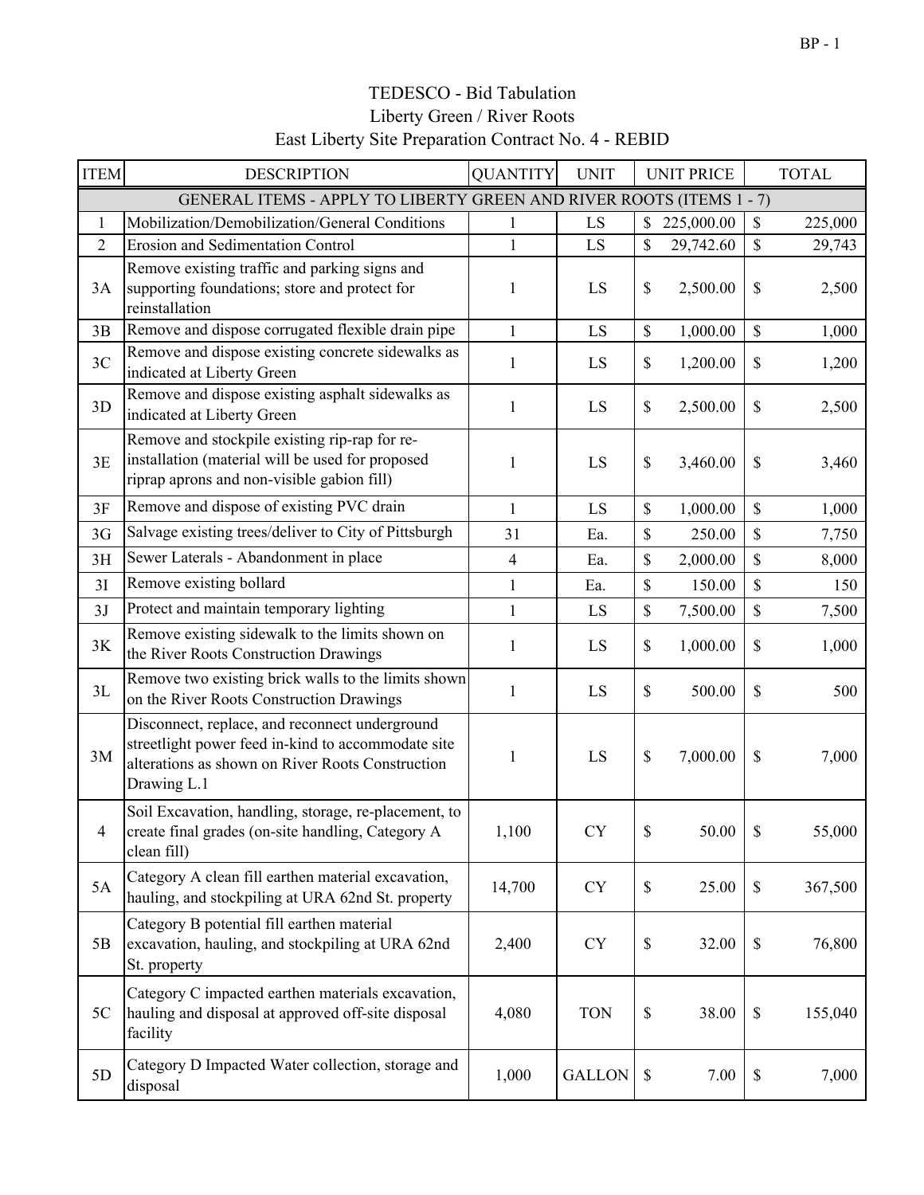# TEDESCO - Bid Tabulation

## Liberty Green / River Roots

## East Liberty Site Preparation Contract No. 4 - REBID

| ITEM | DESCRIPTION | QUANTITY | UNIT | UNIT PRICE | TOTAL |
|---|---|---|---|---|---|
| GENERAL ITEMS - APPLY TO LIBERTY GREEN AND RIVER ROOTS (ITEMS 1 - 7) | | | | | |
| 1 | Mobilization/Demobilization/General Conditions | 1 | LS | $ 225,000.00 | $ 225,000 |
| 2 | Erosion and Sedimentation Control | 1 | LS | $ 29,742.60 | $ 29,743 |
| 3A | Remove existing traffic and parking signs and supporting foundations; store and protect for reinstallation | 1 | LS | $ 2,500.00 | $ 2,500 |
| 3B | Remove and dispose corrugated flexible drain pipe | 1 | LS | $ 1,000.00 | $ 1,000 |
| 3C | Remove and dispose existing concrete sidewalks as indicated at Liberty Green | 1 | LS | $ 1,200.00 | $ 1,200 |
| 3D | Remove and dispose existing asphalt sidewalks as indicated at Liberty Green | 1 | LS | $ 2,500.00 | $ 2,500 |
| 3E | Remove and stockpile existing rip-rap for re-installation (material will be used for proposed riprap aprons and non-visible gabion fill) | 1 | LS | $ 3,460.00 | $ 3,460 |
| 3F | Remove and dispose of existing PVC drain | 1 | LS | $ 1,000.00 | $ 1,000 |
| 3G | Salvage existing trees/deliver to City of Pittsburgh | 31 | Ea. | $ 250.00 | $ 7,750 |
| 3H | Sewer Laterals - Abandonment in place | 4 | Ea. | $ 2,000.00 | $ 8,000 |
| 3I | Remove existing bollard | 1 | Ea. | $ 150.00 | $ 150 |
| 3J | Protect and maintain temporary lighting | 1 | LS | $ 7,500.00 | $ 7,500 |
| 3K | Remove existing sidewalk to the limits shown on the River Roots Construction Drawings | 1 | LS | $ 1,000.00 | $ 1,000 |
| 3L | Remove two existing brick walls to the limits shown on the River Roots Construction Drawings | 1 | LS | $ 500.00 | $ 500 |
| 3M | Disconnect, replace, and reconnect underground streetlight power feed in-kind to accommodate site alterations as shown on River Roots Construction Drawing L.1 | 1 | LS | $ 7,000.00 | $ 7,000 |
| 4 | Soil Excavation, handling, storage, re-placement, to create final grades (on-site handling, Category A clean fill) | 1,100 | CY | $ 50.00 | $ 55,000 |
| 5A | Category A clean fill earthen material excavation, hauling, and stockpiling at URA 62nd St. property | 14,700 | CY | $ 25.00 | $ 367,500 |
| 5B | Category B potential fill earthen material excavation, hauling, and stockpiling at URA 62nd St. property | 2,400 | CY | $ 32.00 | $ 76,800 |
| 5C | Category C impacted earthen materials excavation, hauling and disposal at approved off-site disposal facility | 4,080 | TON | $ 38.00 | $ 155,040 |
| 5D | Category D Impacted Water collection, storage and disposal | 1,000 | GALLON | $ 7.00 | $ 7,000 |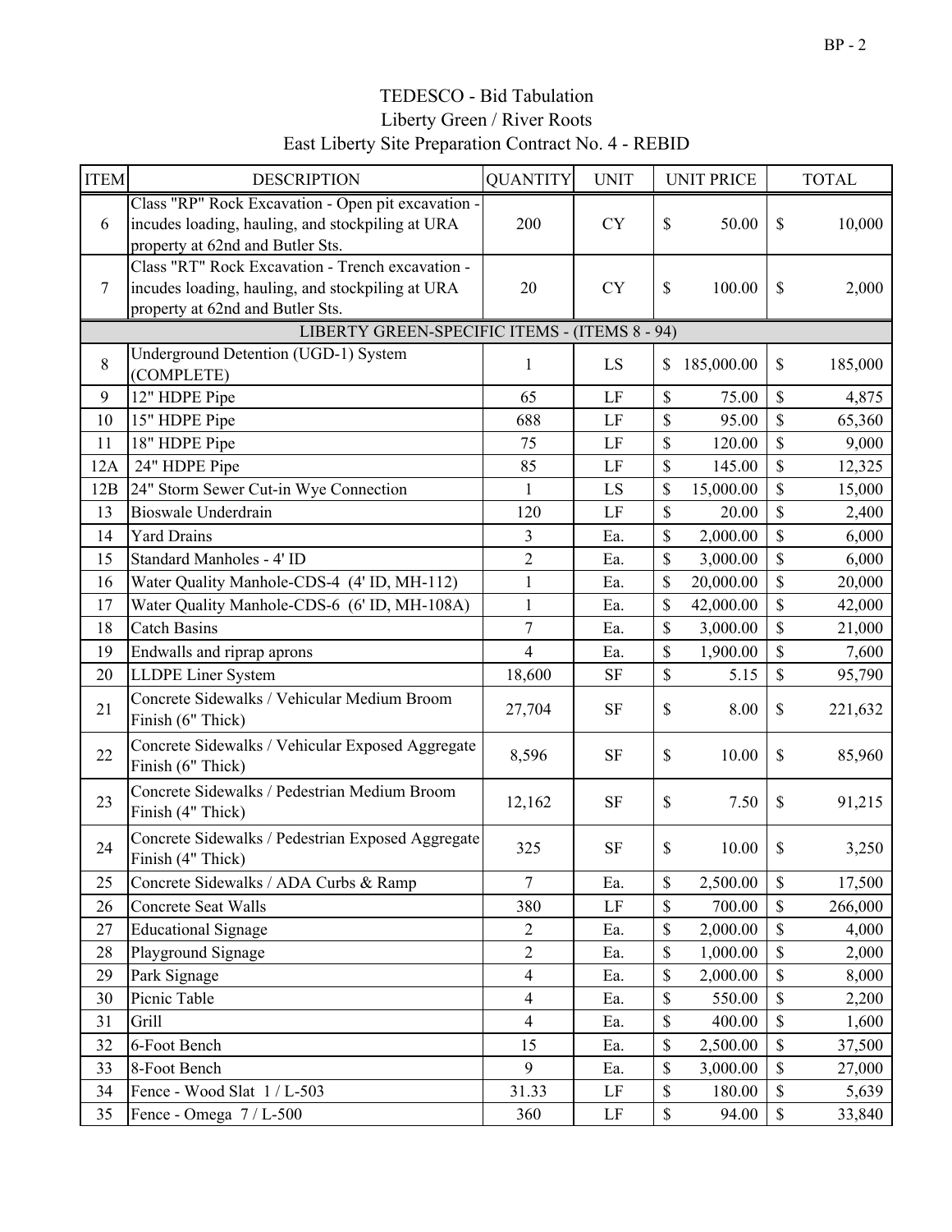# TEDESCO - Bid Tabulation
## Liberty Green / River Roots
## East Liberty Site Preparation Contract No. 4 - REBID

| ITEM | DESCRIPTION | QUANTITY | UNIT | UNIT PRICE | TOTAL |
|---|---|---|---|---|---|
| 6 | Class "RP" Rock Excavation - Open pit excavation - incudes loading, hauling, and stockpiling at URA property at 62nd and Butler Sts. | 200 | CY | $ 50.00 | $ 10,000 |
| 7 | Class "RT" Rock Excavation - Trench excavation - incudes loading, hauling, and stockpiling at URA property at 62nd and Butler Sts. | 20 | CY | $ 100.00 | $ 2,000 |
| | LIBERTY GREEN-SPECIFIC ITEMS - (ITEMS 8 - 94) | | | | |
| 8 | Underground Detention (UGD-1) System (COMPLETE) | 1 | LS | $ 185,000.00 | $ 185,000 |
| 9 | 12" HDPE Pipe | 65 | LF | $ 75.00 | $ 4,875 |
| 10 | 15" HDPE Pipe | 688 | LF | $ 95.00 | $ 65,360 |
| 11 | 18" HDPE Pipe | 75 | LF | $ 120.00 | $ 9,000 |
| 12A | 24" HDPE Pipe | 85 | LF | $ 145.00 | $ 12,325 |
| 12B | 24" Storm Sewer Cut-in Wye Connection | 1 | LS | $ 15,000.00 | $ 15,000 |
| 13 | Bioswale Underdrain | 120 | LF | $ 20.00 | $ 2,400 |
| 14 | Yard Drains | 3 | Ea. | $ 2,000.00 | $ 6,000 |
| 15 | Standard Manholes - 4' ID | 2 | Ea. | $ 3,000.00 | $ 6,000 |
| 16 | Water Quality Manhole-CDS-4 (4' ID, MH-112) | 1 | Ea. | $ 20,000.00 | $ 20,000 |
| 17 | Water Quality Manhole-CDS-6 (6' ID, MH-108A) | 1 | Ea. | $ 42,000.00 | $ 42,000 |
| 18 | Catch Basins | 7 | Ea. | $ 3,000.00 | $ 21,000 |
| 19 | Endwalls and riprap aprons | 4 | Ea. | $ 1,900.00 | $ 7,600 |
| 20 | LLDPE Liner System | 18,600 | SF | $ 5.15 | $ 95,790 |
| 21 | Concrete Sidewalks / Vehicular Medium Broom Finish (6" Thick) | 27,704 | SF | $ 8.00 | $ 221,632 |
| 22 | Concrete Sidewalks / Vehicular Exposed Aggregate Finish (6" Thick) | 8,596 | SF | $ 10.00 | $ 85,960 |
| 23 | Concrete Sidewalks / Pedestrian Medium Broom Finish (4" Thick) | 12,162 | SF | $ 7.50 | $ 91,215 |
| 24 | Concrete Sidewalks / Pedestrian Exposed Aggregate Finish (4" Thick) | 325 | SF | $ 10.00 | $ 3,250 |
| 25 | Concrete Sidewalks / ADA Curbs & Ramp | 7 | Ea. | $ 2,500.00 | $ 17,500 |
| 26 | Concrete Seat Walls | 380 | LF | $ 700.00 | $ 266,000 |
| 27 | Educational Signage | 2 | Ea. | $ 2,000.00 | $ 4,000 |
| 28 | Playground Signage | 2 | Ea. | $ 1,000.00 | $ 2,000 |
| 29 | Park Signage | 4 | Ea. | $ 2,000.00 | $ 8,000 |
| 30 | Picnic Table | 4 | Ea. | $ 550.00 | $ 2,200 |
| 31 | Grill | 4 | Ea. | $ 400.00 | $ 1,600 |
| 32 | 6-Foot Bench | 15 | Ea. | $ 2,500.00 | $ 37,500 |
| 33 | 8-Foot Bench | 9 | Ea. | $ 3,000.00 | $ 27,000 |
| 34 | Fence - Wood Slat 1 / L-503 | 31.33 | LF | $ 180.00 | $ 5,639 |
| 35 | Fence - Omega 7 / L-500 | 360 | LF | $ 94.00 | $ 33,840 |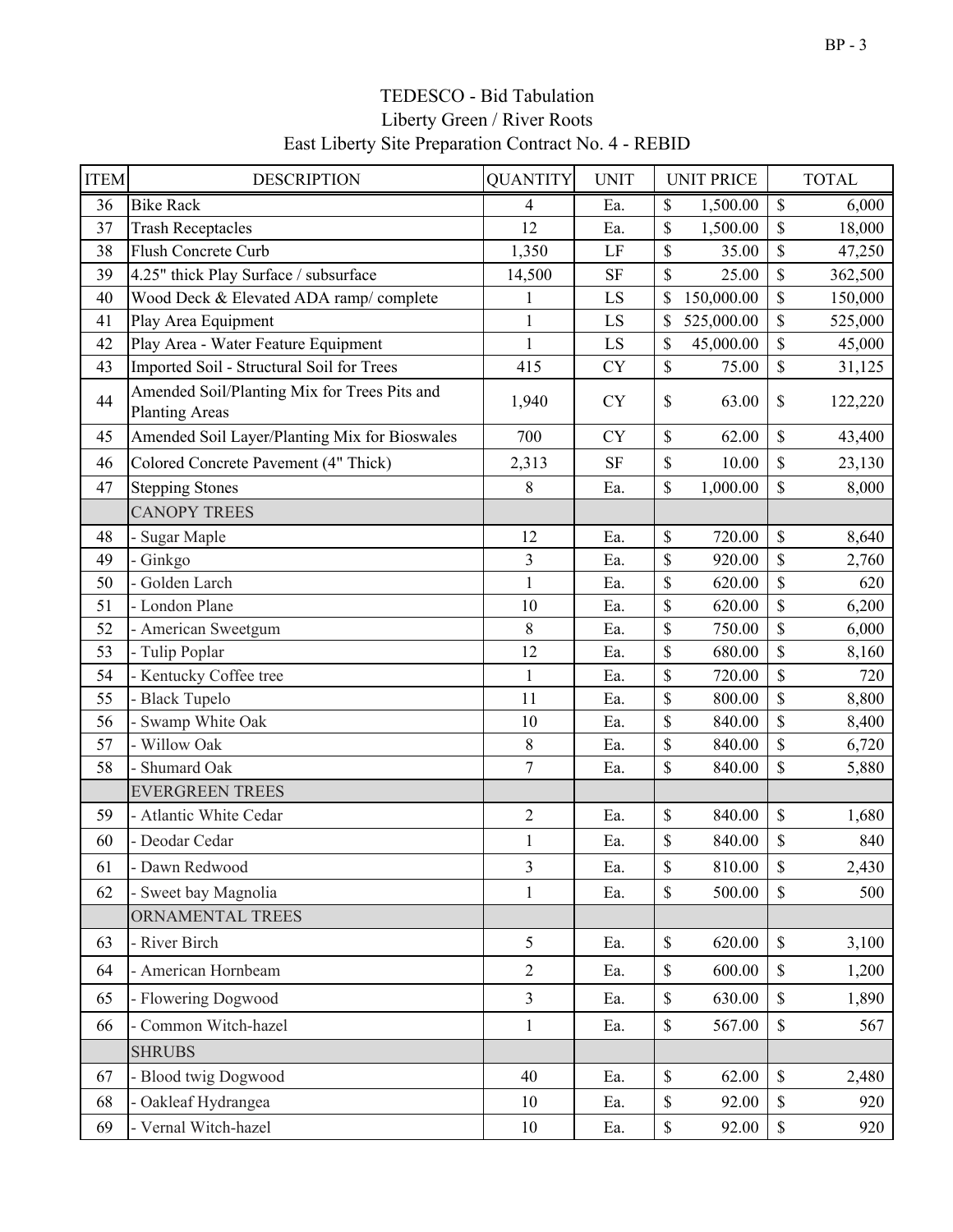# TEDESCO - Bid Tabulation

## Liberty Green / River Roots

## East Liberty Site Preparation Contract No. 4 - REBID

| ITEM | DESCRIPTION | QUANTITY | UNIT | UNIT PRICE | TOTAL |
|---|---|---|---|---|---|
| 36 | Bike Rack | 4 | Ea. | $ 1,500.00 | $ 6,000 |
| 37 | Trash Receptacles | 12 | Ea. | $ 1,500.00 | $ 18,000 |
| 38 | Flush Concrete Curb | 1,350 | LF | $ 35.00 | $ 47,250 |
| 39 | 4.25" thick Play Surface / subsurface | 14,500 | SF | $ 25.00 | $ 362,500 |
| 40 | Wood Deck & Elevated ADA ramp/ complete | 1 | LS | $ 150,000.00 | $ 150,000 |
| 41 | Play Area Equipment | 1 | LS | $ 525,000.00 | $ 525,000 |
| 42 | Play Area - Water Feature Equipment | 1 | LS | $ 45,000.00 | $ 45,000 |
| 43 | Imported Soil - Structural Soil for Trees | 415 | CY | $ 75.00 | $ 31,125 |
| 44 | Amended Soil/Planting Mix for Trees Pits and Planting Areas | 1,940 | CY | $ 63.00 | $ 122,220 |
| 45 | Amended Soil Layer/Planting Mix for Bioswales | 700 | CY | $ 62.00 | $ 43,400 |
| 46 | Colored Concrete Pavement (4" Thick) | 2,313 | SF | $ 10.00 | $ 23,130 |
| 47 | Stepping Stones | 8 | Ea. | $ 1,000.00 | $ 8,000 |
| | CANOPY TREES | | | | |
| 48 | - Sugar Maple | 12 | Ea. | $ 720.00 | $ 8,640 |
| 49 | - Ginkgo | 3 | Ea. | $ 920.00 | $ 2,760 |
| 50 | - Golden Larch | 1 | Ea. | $ 620.00 | $ 620 |
| 51 | - London Plane | 10 | Ea. | $ 620.00 | $ 6,200 |
| 52 | - American Sweetgum | 8 | Ea. | $ 750.00 | $ 6,000 |
| 53 | - Tulip Poplar | 12 | Ea. | $ 680.00 | $ 8,160 |
| 54 | - Kentucky Coffee tree | 1 | Ea. | $ 720.00 | $ 720 |
| 55 | - Black Tupelo | 11 | Ea. | $ 800.00 | $ 8,800 |
| 56 | - Swamp White Oak | 10 | Ea. | $ 840.00 | $ 8,400 |
| 57 | - Willow Oak | 8 | Ea. | $ 840.00 | $ 6,720 |
| 58 | - Shumard Oak | 7 | Ea. | $ 840.00 | $ 5,880 |
| | EVERGREEN TREES | | | | |
| 59 | - Atlantic White Cedar | 2 | Ea. | $ 840.00 | $ 1,680 |
| 60 | - Deodar Cedar | 1 | Ea. | $ 840.00 | $ 840 |
| 61 | - Dawn Redwood | 3 | Ea. | $ 810.00 | $ 2,430 |
| 62 | - Sweet bay Magnolia | 1 | Ea. | $ 500.00 | $ 500 |
| | ORNAMENTAL TREES | | | | |
| 63 | - River Birch | 5 | Ea. | $ 620.00 | $ 3,100 |
| 64 | - American Hornbeam | 2 | Ea. | $ 600.00 | $ 1,200 |
| 65 | - Flowering Dogwood | 3 | Ea. | $ 630.00 | $ 1,890 |
| 66 | - Common Witch-hazel | 1 | Ea. | $ 567.00 | $ 567 |
| | SHRUBS | | | | |
| 67 | - Blood twig Dogwood | 40 | Ea. | $ 62.00 | $ 2,480 |
| 68 | - Oakleaf Hydrangea | 10 | Ea. | $ 92.00 | $ 920 |
| 69 | - Vernal Witch-hazel | 10 | Ea. | $ 92.00 | $ 920 |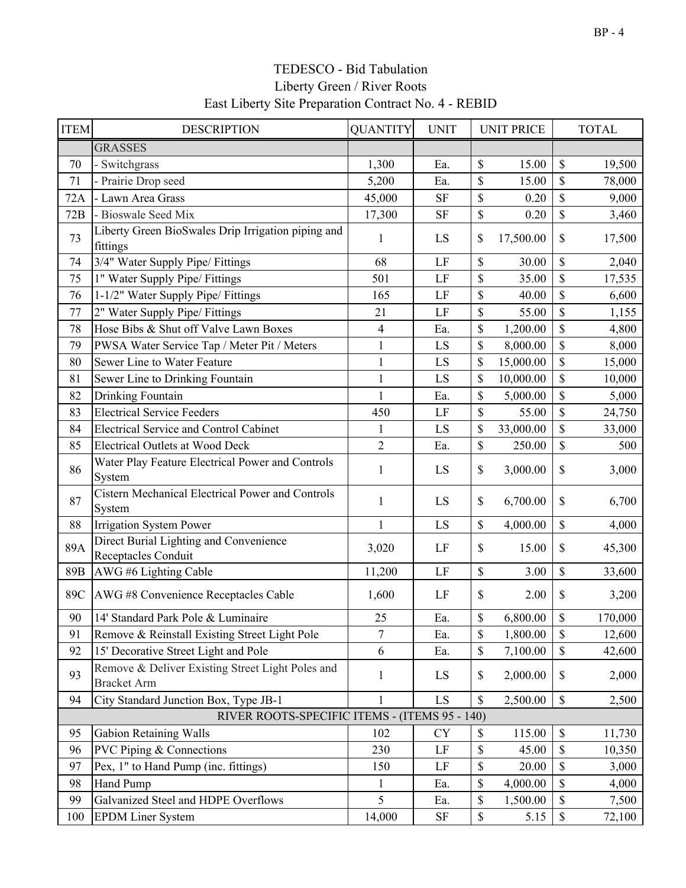# TEDESCO - Bid Tabulation
## Liberty Green / River Roots
## East Liberty Site Preparation Contract No. 4 - REBID

| ITEM | DESCRIPTION | QUANTITY | UNIT | UNIT PRICE | TOTAL |
|---|---|---|---|---|---|
| | GRASSES | | | | |
| 70 | - Switchgrass | 1,300 | Ea. | $ 15.00 | $ 19,500 |
| 71 | - Prairie Drop seed | 5,200 | Ea. | $ 15.00 | $ 78,000 |
| 72A | - Lawn Area Grass | 45,000 | SF | $ 0.20 | $ 9,000 |
| 72B | - Bioswale Seed Mix | 17,300 | SF | $ 0.20 | $ 3,460 |
| 73 | Liberty Green BioSwales Drip Irrigation piping and fittings | 1 | LS | $ 17,500.00 | $ 17,500 |
| 74 | 3/4" Water Supply Pipe/ Fittings | 68 | LF | $ 30.00 | $ 2,040 |
| 75 | 1" Water Supply Pipe/ Fittings | 501 | LF | $ 35.00 | $ 17,535 |
| 76 | 1-1/2" Water Supply Pipe/ Fittings | 165 | LF | $ 40.00 | $ 6,600 |
| 77 | 2" Water Supply Pipe/ Fittings | 21 | LF | $ 55.00 | $ 1,155 |
| 78 | Hose Bibs & Shut off Valve Lawn Boxes | 4 | Ea. | $ 1,200.00 | $ 4,800 |
| 79 | PWSA Water Service Tap / Meter Pit / Meters | 1 | LS | $ 8,000.00 | $ 8,000 |
| 80 | Sewer Line to Water Feature | 1 | LS | $ 15,000.00 | $ 15,000 |
| 81 | Sewer Line to Drinking Fountain | 1 | LS | $ 10,000.00 | $ 10,000 |
| 82 | Drinking Fountain | 1 | Ea. | $ 5,000.00 | $ 5,000 |
| 83 | Electrical Service Feeders | 450 | LF | $ 55.00 | $ 24,750 |
| 84 | Electrical Service and Control Cabinet | 1 | LS | $ 33,000.00 | $ 33,000 |
| 85 | Electrical Outlets at Wood Deck | 2 | Ea. | $ 250.00 | $ 500 |
| 86 | Water Play Feature Electrical Power and Controls System | 1 | LS | $ 3,000.00 | $ 3,000 |
| 87 | Cistern Mechanical Electrical Power and Controls System | 1 | LS | $ 6,700.00 | $ 6,700 |
| 88 | Irrigation System Power | 1 | LS | $ 4,000.00 | $ 4,000 |
| 89A | Direct Burial Lighting and Convenience Receptacles Conduit | 3,020 | LF | $ 15.00 | $ 45,300 |
| 89B | AWG #6 Lighting Cable | 11,200 | LF | $ 3.00 | $ 33,600 |
| 89C | AWG #8 Convenience Receptacles Cable | 1,600 | LF | $ 2.00 | $ 3,200 |
| 90 | 14' Standard Park Pole & Luminaire | 25 | Ea. | $ 6,800.00 | $ 170,000 |
| 91 | Remove & Reinstall Existing Street Light Pole | 7 | Ea. | $ 1,800.00 | $ 12,600 |
| 92 | 15' Decorative Street Light and Pole | 6 | Ea. | $ 7,100.00 | $ 42,600 |
| 93 | Remove & Deliver Existing Street Light Poles and Bracket Arm | 1 | LS | $ 2,000.00 | $ 2,000 |
| 94 | City Standard Junction Box, Type JB-1 | 1 | LS | $ 2,500.00 | $ 2,500 |
| | RIVER ROOTS-SPECIFIC ITEMS - (ITEMS 95 - 140) | | | | |
| 95 | Gabion Retaining Walls | 102 | CY | $ 115.00 | $ 11,730 |
| 96 | PVC Piping & Connections | 230 | LF | $ 45.00 | $ 10,350 |
| 97 | Pex, 1" to Hand Pump (inc. fittings) | 150 | LF | $ 20.00 | $ 3,000 |
| 98 | Hand Pump | 1 | Ea. | $ 4,000.00 | $ 4,000 |
| 99 | Galvanized Steel and HDPE Overflows | 5 | Ea. | $ 1,500.00 | $ 7,500 |
| 100 | EPDM Liner System | 14,000 | SF | $ 5.15 | $ 72,100 |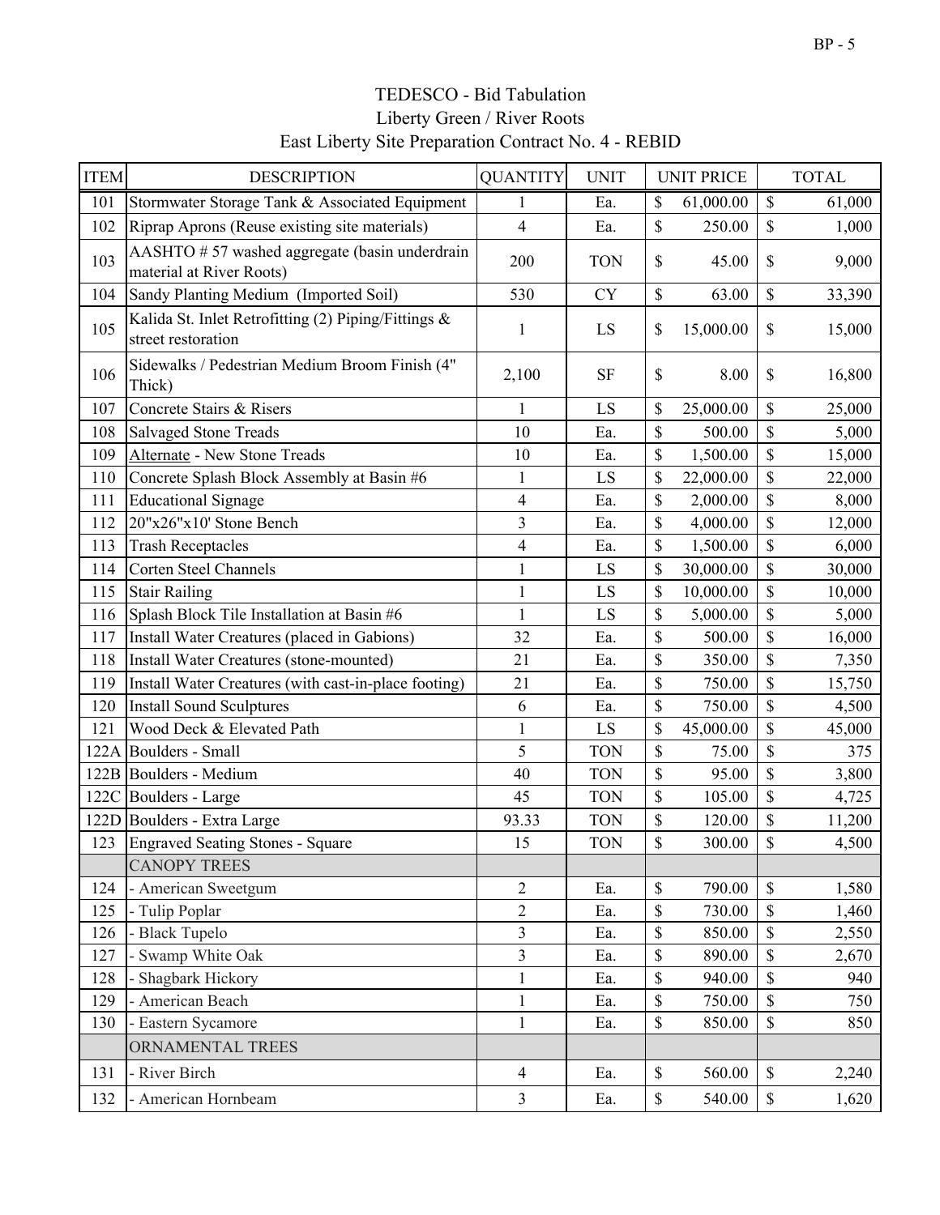# TEDESCO - Bid Tabulation
## Liberty Green / River Roots
## East Liberty Site Preparation Contract No. 4 - REBID

| ITEM | DESCRIPTION | QUANTITY | UNIT | UNIT PRICE | TOTAL |
|---|---|---|---|---|---|
| 101 | Stormwater Storage Tank & Associated Equipment | 1 | Ea. | $ 61,000.00 | $ 61,000 |
| 102 | Riprap Aprons (Reuse existing site materials) | 4 | Ea. | $ 250.00 | $ 1,000 |
| 103 | AASHTO # 57 washed aggregate (basin underdrain material at River Roots) | 200 | TON | $ 45.00 | $ 9,000 |
| 104 | Sandy Planting Medium (Imported Soil) | 530 | CY | $ 63.00 | $ 33,390 |
| 105 | Kalida St. Inlet Retrofitting (2) Piping/Fittings & street restoration | 1 | LS | $ 15,000.00 | $ 15,000 |
| 106 | Sidewalks / Pedestrian Medium Broom Finish (4" Thick) | 2,100 | SF | $ 8.00 | $ 16,800 |
| 107 | Concrete Stairs & Risers | 1 | LS | $ 25,000.00 | $ 25,000 |
| 108 | Salvaged Stone Treads | 10 | Ea. | $ 500.00 | $ 5,000 |
| 109 | Alternate - New Stone Treads | 10 | Ea. | $ 1,500.00 | $ 15,000 |
| 110 | Concrete Splash Block Assembly at Basin #6 | 1 | LS | $ 22,000.00 | $ 22,000 |
| 111 | Educational Signage | 4 | Ea. | $ 2,000.00 | $ 8,000 |
| 112 | 20"x26"x10' Stone Bench | 3 | Ea. | $ 4,000.00 | $ 12,000 |
| 113 | Trash Receptacles | 4 | Ea. | $ 1,500.00 | $ 6,000 |
| 114 | Corten Steel Channels | 1 | LS | $ 30,000.00 | $ 30,000 |
| 115 | Stair Railing | 1 | LS | $ 10,000.00 | $ 10,000 |
| 116 | Splash Block Tile Installation at Basin #6 | 1 | LS | $ 5,000.00 | $ 5,000 |
| 117 | Install Water Creatures (placed in Gabions) | 32 | Ea. | $ 500.00 | $ 16,000 |
| 118 | Install Water Creatures (stone-mounted) | 21 | Ea. | $ 350.00 | $ 7,350 |
| 119 | Install Water Creatures (with cast-in-place footing) | 21 | Ea. | $ 750.00 | $ 15,750 |
| 120 | Install Sound Sculptures | 6 | Ea. | $ 750.00 | $ 4,500 |
| 121 | Wood Deck & Elevated Path | 1 | LS | $ 45,000.00 | $ 45,000 |
| 122A | Boulders - Small | 5 | TON | $ 75.00 | $ 375 |
| 122B | Boulders - Medium | 40 | TON | $ 95.00 | $ 3,800 |
| 122C | Boulders - Large | 45 | TON | $ 105.00 | $ 4,725 |
| 122D | Boulders - Extra Large | 93.33 | TON | $ 120.00 | $ 11,200 |
| 123 | Engraved Seating Stones - Square | 15 | TON | $ 300.00 | $ 4,500 |
| | CANOPY TREES | | | | |
| 124 | - American Sweetgum | 2 | Ea. | $ 790.00 | $ 1,580 |
| 125 | - Tulip Poplar | 2 | Ea. | $ 730.00 | $ 1,460 |
| 126 | - Black Tupelo | 3 | Ea. | $ 850.00 | $ 2,550 |
| 127 | - Swamp White Oak | 3 | Ea. | $ 890.00 | $ 2,670 |
| 128 | - Shagbark Hickory | 1 | Ea. | $ 940.00 | $ 940 |
| 129 | - American Beach | 1 | Ea. | $ 750.00 | $ 750 |
| 130 | - Eastern Sycamore | 1 | Ea. | $ 850.00 | $ 850 |
| | ORNAMENTAL TREES | | | | |
| 131 | - River Birch | 4 | Ea. | $ 560.00 | $ 2,240 |
| 132 | - American Hornbeam | 3 | Ea. | $ 540.00 | $ 1,620 |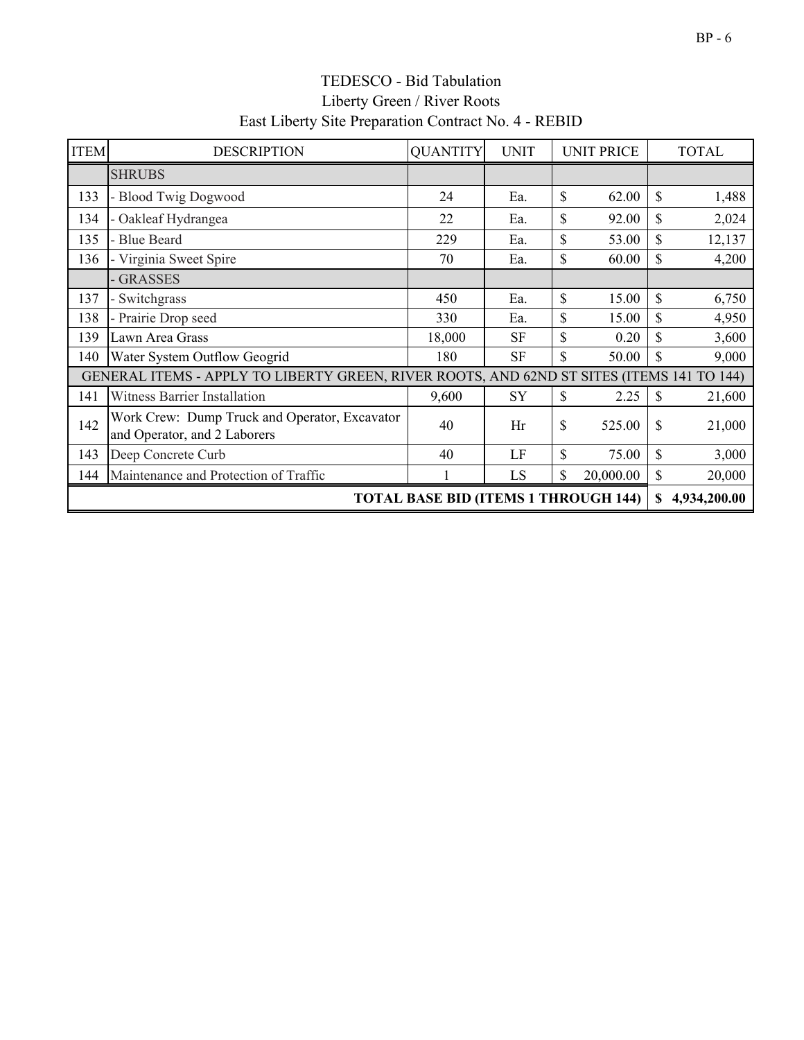TEDESCO - Bid Tabulation
Liberty Green / River Roots
East Liberty Site Preparation Contract No. 4 - REBID

| ITEM | DESCRIPTION | QUANTITY | UNIT | UNIT PRICE | TOTAL |
|---|---|---|---|---|---|
| | SHRUBS | | | | |
| 133 | - Blood Twig Dogwood | 24 | Ea. | $ 62.00 | $ 1,488 |
| 134 | - Oakleaf Hydrangea | 22 | Ea. | $ 92.00 | $ 2,024 |
| 135 | - Blue Beard | 229 | Ea. | $ 53.00 | $ 12,137 |
| 136 | - Virginia Sweet Spire | 70 | Ea. | $ 60.00 | $ 4,200 |
| | - GRASSES | | | | |
| 137 | - Switchgrass | 450 | Ea. | $ 15.00 | $ 6,750 |
| 138 | - Prairie Drop seed | 330 | Ea. | $ 15.00 | $ 4,950 |
| 139 | Lawn Area Grass | 18,000 | SF | $ 0.20 | $ 3,600 |
| 140 | Water System Outflow Geogrid | 180 | SF | $ 50.00 | $ 9,000 |
| GENERAL ITEMS - APPLY TO LIBERTY GREEN, RIVER ROOTS, AND 62ND ST SITES (ITEMS 141 TO 144) | | | | | |
| 141 | Witness Barrier Installation | 9,600 | SY | $ 2.25 | $ 21,600 |
| 142 | Work Crew: Dump Truck and Operator, Excavator and Operator, and 2 Laborers | 40 | Hr | $ 525.00 | $ 21,000 |
| 143 | Deep Concrete Curb | 40 | LF | $ 75.00 | $ 3,000 |
| 144 | Maintenance and Protection of Traffic | 1 | LS | $ 20,000.00 | $ 20,000 |
| **TOTAL BASE BID (ITEMS 1 THROUGH 144)** | | | | | **$ 4,934,200.00** |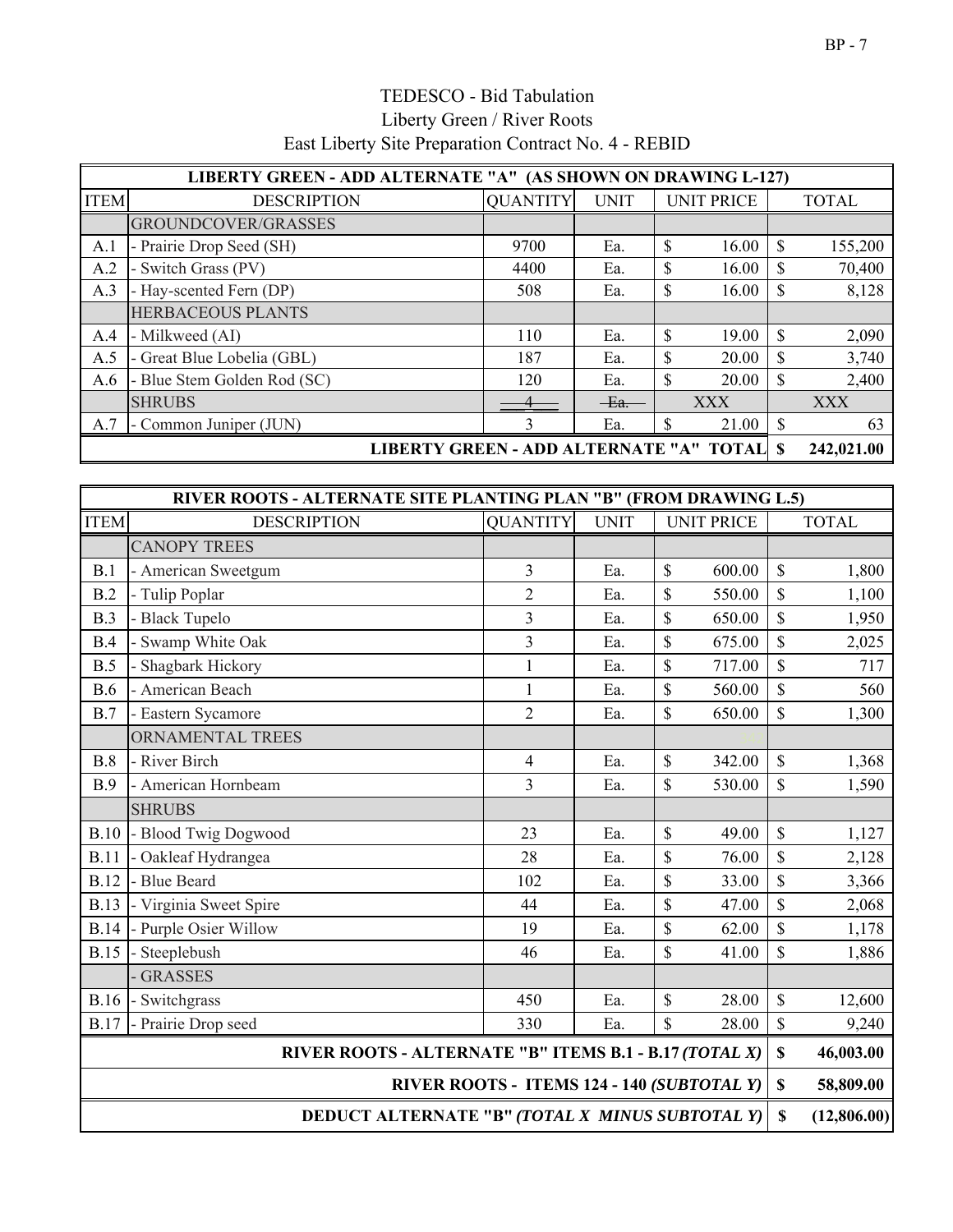TEDESCO - Bid Tabulation

Liberty Green / River Roots

East Liberty Site Preparation Contract No. 4 - REBID

| LIBERTY GREEN - ADD ALTERNATE "A" (AS SHOWN ON DRAWING L-127) | | | | | |
|---|---|---|---|---|---|
| ITEM | DESCRIPTION | QUANTITY | UNIT | UNIT PRICE | TOTAL |
| | GROUNDCOVER/GRASSES | | | | |
| A.1 | - Prairie Drop Seed (SH) | 9700 | Ea. | $ 16.00 | $ 155,200 |
| A.2 | - Switch Grass (PV) | 4400 | Ea. | $ 16.00 | $ 70,400 |
| A.3 | - Hay-scented Fern (DP) | 508 | Ea. | $ 16.00 | $ 8,128 |
| | HERBACEOUS PLANTS | | | | |
| A.4 | - Milkweed (AI) | 110 | Ea. | $ 19.00 | $ 2,090 |
| A.5 | - Great Blue Lobelia (GBL) | 187 | Ea. | $ 20.00 | $ 3,740 |
| A.6 | - Blue Stem Golden Rod (SC) | 120 | Ea. | $ 20.00 | $ 2,400 |
| | SHRUBS | ~~4~~ | ~~Ea.~~ | XXX | XXX |
| A.7 | - Common Juniper (JUN) | 3 | Ea. | $ 21.00 | $ 63 |
| | LIBERTY GREEN - ADD ALTERNATE "A" TOTAL | | | | **$ 242,021.00** |

| RIVER ROOTS - ALTERNATE SITE PLANTING PLAN "B" (FROM DRAWING L.5) | | | | | |
|---|---|---|---|---|---|
| ITEM | DESCRIPTION | QUANTITY | UNIT | UNIT PRICE | TOTAL |
| | CANOPY TREES | | | | |
| B.1 | - American Sweetgum | 3 | Ea. | $ 600.00 | $ 1,800 |
| B.2 | - Tulip Poplar | 2 | Ea. | $ 550.00 | $ 1,100 |
| B.3 | - Black Tupelo | 3 | Ea. | $ 650.00 | $ 1,950 |
| B.4 | - Swamp White Oak | 3 | Ea. | $ 675.00 | $ 2,025 |
| B.5 | - Shagbark Hickory | 1 | Ea. | $ 717.00 | $ 717 |
| B.6 | - American Beach | 1 | Ea. | $ 560.00 | $ 560 |
| B.7 | - Eastern Sycamore | 2 | Ea. | $ 650.00 | $ 1,300 |
| | ORNAMENTAL TREES | | | | |
| B.8 | - River Birch | 4 | Ea. | $ 342.00 | $ 1,368 |
| B.9 | - American Hornbeam | 3 | Ea. | $ 530.00 | $ 1,590 |
| | SHRUBS | | | | |
| B.10 | - Blood Twig Dogwood | 23 | Ea. | $ 49.00 | $ 1,127 |
| B.11 | - Oakleaf Hydrangea | 28 | Ea. | $ 76.00 | $ 2,128 |
| B.12 | - Blue Beard | 102 | Ea. | $ 33.00 | $ 3,366 |
| B.13 | - Virginia Sweet Spire | 44 | Ea. | $ 47.00 | $ 2,068 |
| B.14 | - Purple Osier Willow | 19 | Ea. | $ 62.00 | $ 1,178 |
| B.15 | - Steeplebush | 46 | Ea. | $ 41.00 | $ 1,886 |
| | - GRASSES | | | | |
| B.16 | - Switchgrass | 450 | Ea. | $ 28.00 | $ 12,600 |
| B.17 | - Prairie Drop seed | 330 | Ea. | $ 28.00 | $ 9,240 |
| | RIVER ROOTS - ALTERNATE "B" ITEMS B.1 - B.17 *(TOTAL X)* | | | | **$ 46,003.00** |
| | RIVER ROOTS - ITEMS 124 - 140 *(SUBTOTAL Y)* | | | | **$ 58,809.00** |
| | DEDUCT ALTERNATE "B" *(TOTAL X MINUS SUBTOTAL Y)* | | | | **$ (12,806.00)** |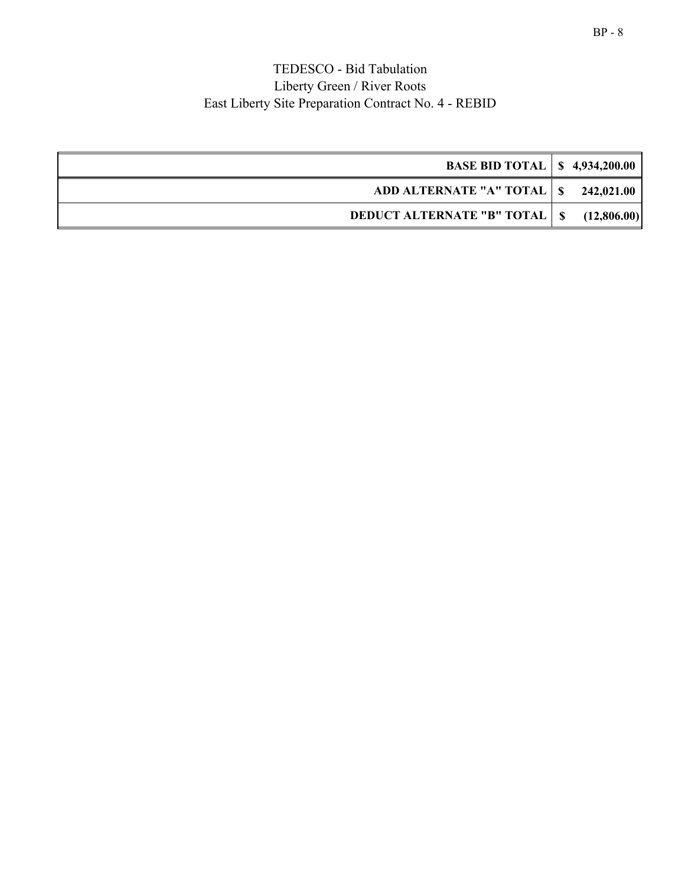TEDESCO - Bid Tabulation
Liberty Green / River Roots
East Liberty Site Preparation Contract No. 4 - REBID

| | |
|---|---|
| **BASE BID TOTAL** | **$ 4,934,200.00** |
| **ADD ALTERNATE "A" TOTAL** | **$ 242,021.00** |
| **DEDUCT ALTERNATE "B" TOTAL** | **$ (12,806.00)** |